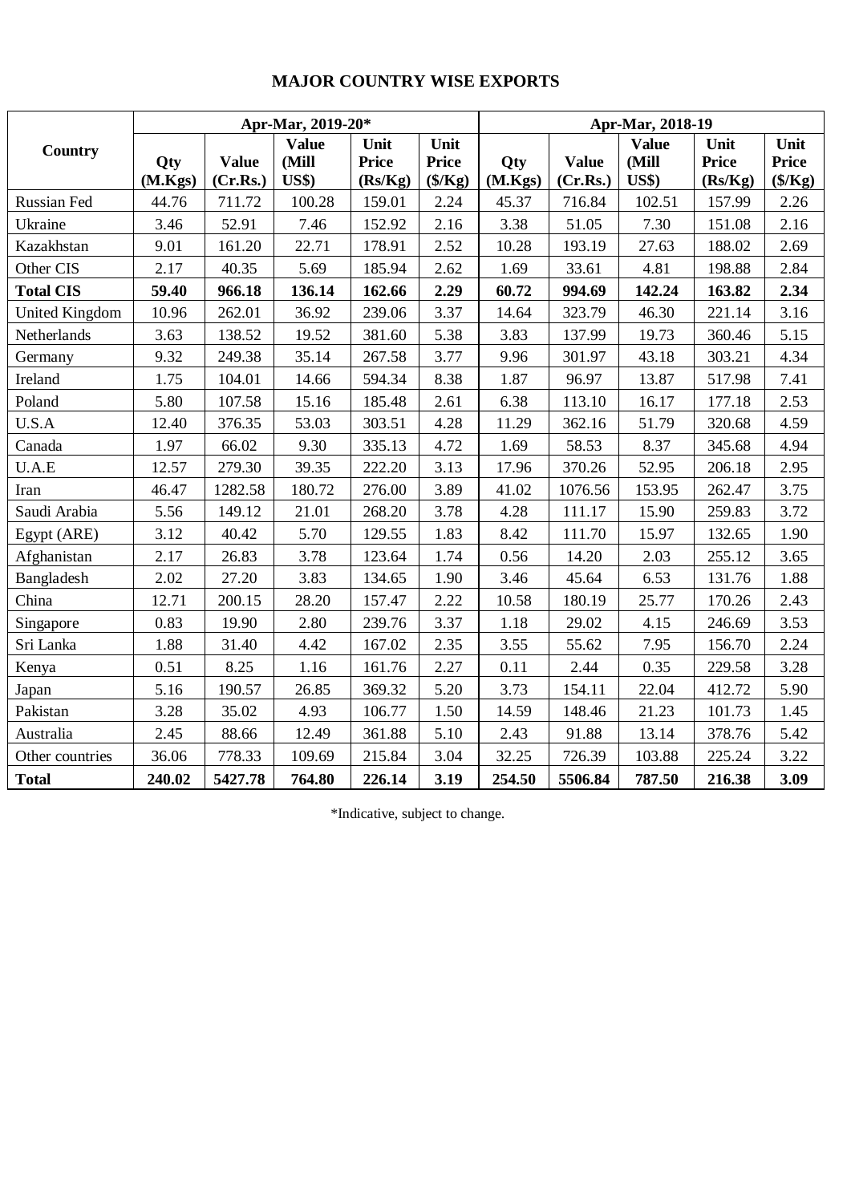# MAJOR COUNTRY WISE EXPORTS

| Country | Apr-Mar, 2019-20* | | | | | Apr-Mar, 2018-19 | | | | |
|---|---|---|---|---|---|---|---|---|---|---|
| | **Qty (M.Kgs)** | **Value (Cr.Rs.)** | **Value (Mill US$)** | **Unit Price (Rs/Kg)** | **Unit Price ($/Kg)** | **Qty (M.Kgs)** | **Value (Cr.Rs.)** | **Value (Mill US$)** | **Unit Price (Rs/Kg)** | **Unit Price ($/Kg)** |
| Russian Fed | 44.76 | 711.72 | 100.28 | 159.01 | 2.24 | 45.37 | 716.84 | 102.51 | 157.99 | 2.26 |
| Ukraine | 3.46 | 52.91 | 7.46 | 152.92 | 2.16 | 3.38 | 51.05 | 7.30 | 151.08 | 2.16 |
| Kazakhstan | 9.01 | 161.20 | 22.71 | 178.91 | 2.52 | 10.28 | 193.19 | 27.63 | 188.02 | 2.69 |
| Other CIS | 2.17 | 40.35 | 5.69 | 185.94 | 2.62 | 1.69 | 33.61 | 4.81 | 198.88 | 2.84 |
| **Total CIS** | **59.40** | **966.18** | **136.14** | **162.66** | **2.29** | **60.72** | **994.69** | **142.24** | **163.82** | **2.34** |
| United Kingdom | 10.96 | 262.01 | 36.92 | 239.06 | 3.37 | 14.64 | 323.79 | 46.30 | 221.14 | 3.16 |
| Netherlands | 3.63 | 138.52 | 19.52 | 381.60 | 5.38 | 3.83 | 137.99 | 19.73 | 360.46 | 5.15 |
| Germany | 9.32 | 249.38 | 35.14 | 267.58 | 3.77 | 9.96 | 301.97 | 43.18 | 303.21 | 4.34 |
| Ireland | 1.75 | 104.01 | 14.66 | 594.34 | 8.38 | 1.87 | 96.97 | 13.87 | 517.98 | 7.41 |
| Poland | 5.80 | 107.58 | 15.16 | 185.48 | 2.61 | 6.38 | 113.10 | 16.17 | 177.18 | 2.53 |
| U.S.A | 12.40 | 376.35 | 53.03 | 303.51 | 4.28 | 11.29 | 362.16 | 51.79 | 320.68 | 4.59 |
| Canada | 1.97 | 66.02 | 9.30 | 335.13 | 4.72 | 1.69 | 58.53 | 8.37 | 345.68 | 4.94 |
| U.A.E | 12.57 | 279.30 | 39.35 | 222.20 | 3.13 | 17.96 | 370.26 | 52.95 | 206.18 | 2.95 |
| Iran | 46.47 | 1282.58 | 180.72 | 276.00 | 3.89 | 41.02 | 1076.56 | 153.95 | 262.47 | 3.75 |
| Saudi Arabia | 5.56 | 149.12 | 21.01 | 268.20 | 3.78 | 4.28 | 111.17 | 15.90 | 259.83 | 3.72 |
| Egypt (ARE) | 3.12 | 40.42 | 5.70 | 129.55 | 1.83 | 8.42 | 111.70 | 15.97 | 132.65 | 1.90 |
| Afghanistan | 2.17 | 26.83 | 3.78 | 123.64 | 1.74 | 0.56 | 14.20 | 2.03 | 255.12 | 3.65 |
| Bangladesh | 2.02 | 27.20 | 3.83 | 134.65 | 1.90 | 3.46 | 45.64 | 6.53 | 131.76 | 1.88 |
| China | 12.71 | 200.15 | 28.20 | 157.47 | 2.22 | 10.58 | 180.19 | 25.77 | 170.26 | 2.43 |
| Singapore | 0.83 | 19.90 | 2.80 | 239.76 | 3.37 | 1.18 | 29.02 | 4.15 | 246.69 | 3.53 |
| Sri Lanka | 1.88 | 31.40 | 4.42 | 167.02 | 2.35 | 3.55 | 55.62 | 7.95 | 156.70 | 2.24 |
| Kenya | 0.51 | 8.25 | 1.16 | 161.76 | 2.27 | 0.11 | 2.44 | 0.35 | 229.58 | 3.28 |
| Japan | 5.16 | 190.57 | 26.85 | 369.32 | 5.20 | 3.73 | 154.11 | 22.04 | 412.72 | 5.90 |
| Pakistan | 3.28 | 35.02 | 4.93 | 106.77 | 1.50 | 14.59 | 148.46 | 21.23 | 101.73 | 1.45 |
| Australia | 2.45 | 88.66 | 12.49 | 361.88 | 5.10 | 2.43 | 91.88 | 13.14 | 378.76 | 5.42 |
| Other countries | 36.06 | 778.33 | 109.69 | 215.84 | 3.04 | 32.25 | 726.39 | 103.88 | 225.24 | 3.22 |
| **Total** | **240.02** | **5427.78** | **764.80** | **226.14** | **3.19** | **254.50** | **5506.84** | **787.50** | **216.38** | **3.09** |

*Indicative, subject to change.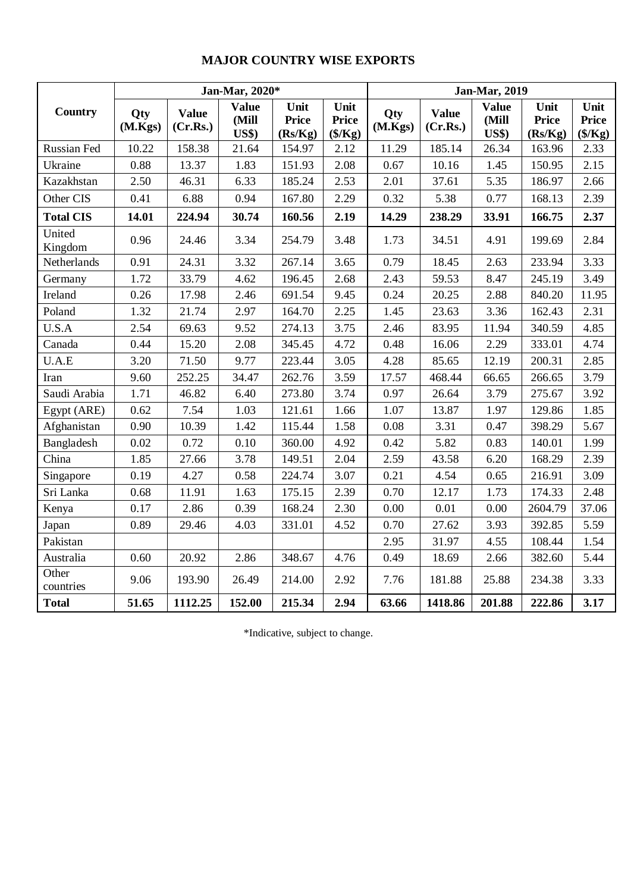## MAJOR COUNTRY WISE EXPORTS

| Country | Jan-Mar, 2020* | | | | | Jan-Mar, 2019 | | | | |
|---|---|---|---|---|---|---|---|---|---|---|
| | Qty (M.Kgs) | Value (Cr.Rs.) | Value (Mill US$) | Unit Price (Rs/Kg) | Unit Price ($/Kg) | Qty (M.Kgs) | Value (Cr.Rs.) | Value (Mill US$) | Unit Price (Rs/Kg) | Unit Price ($/Kg) |
| Russian Fed | 10.22 | 158.38 | 21.64 | 154.97 | 2.12 | 11.29 | 185.14 | 26.34 | 163.96 | 2.33 |
| Ukraine | 0.88 | 13.37 | 1.83 | 151.93 | 2.08 | 0.67 | 10.16 | 1.45 | 150.95 | 2.15 |
| Kazakhstan | 2.50 | 46.31 | 6.33 | 185.24 | 2.53 | 2.01 | 37.61 | 5.35 | 186.97 | 2.66 |
| Other CIS | 0.41 | 6.88 | 0.94 | 167.80 | 2.29 | 0.32 | 5.38 | 0.77 | 168.13 | 2.39 |
| **Total CIS** | **14.01** | **224.94** | **30.74** | **160.56** | **2.19** | **14.29** | **238.29** | **33.91** | **166.75** | **2.37** |
| United Kingdom | 0.96 | 24.46 | 3.34 | 254.79 | 3.48 | 1.73 | 34.51 | 4.91 | 199.69 | 2.84 |
| Netherlands | 0.91 | 24.31 | 3.32 | 267.14 | 3.65 | 0.79 | 18.45 | 2.63 | 233.94 | 3.33 |
| Germany | 1.72 | 33.79 | 4.62 | 196.45 | 2.68 | 2.43 | 59.53 | 8.47 | 245.19 | 3.49 |
| Ireland | 0.26 | 17.98 | 2.46 | 691.54 | 9.45 | 0.24 | 20.25 | 2.88 | 840.20 | 11.95 |
| Poland | 1.32 | 21.74 | 2.97 | 164.70 | 2.25 | 1.45 | 23.63 | 3.36 | 162.43 | 2.31 |
| U.S.A | 2.54 | 69.63 | 9.52 | 274.13 | 3.75 | 2.46 | 83.95 | 11.94 | 340.59 | 4.85 |
| Canada | 0.44 | 15.20 | 2.08 | 345.45 | 4.72 | 0.48 | 16.06 | 2.29 | 333.01 | 4.74 |
| U.A.E | 3.20 | 71.50 | 9.77 | 223.44 | 3.05 | 4.28 | 85.65 | 12.19 | 200.31 | 2.85 |
| Iran | 9.60 | 252.25 | 34.47 | 262.76 | 3.59 | 17.57 | 468.44 | 66.65 | 266.65 | 3.79 |
| Saudi Arabia | 1.71 | 46.82 | 6.40 | 273.80 | 3.74 | 0.97 | 26.64 | 3.79 | 275.67 | 3.92 |
| Egypt (ARE) | 0.62 | 7.54 | 1.03 | 121.61 | 1.66 | 1.07 | 13.87 | 1.97 | 129.86 | 1.85 |
| Afghanistan | 0.90 | 10.39 | 1.42 | 115.44 | 1.58 | 0.08 | 3.31 | 0.47 | 398.29 | 5.67 |
| Bangladesh | 0.02 | 0.72 | 0.10 | 360.00 | 4.92 | 0.42 | 5.82 | 0.83 | 140.01 | 1.99 |
| China | 1.85 | 27.66 | 3.78 | 149.51 | 2.04 | 2.59 | 43.58 | 6.20 | 168.29 | 2.39 |
| Singapore | 0.19 | 4.27 | 0.58 | 224.74 | 3.07 | 0.21 | 4.54 | 0.65 | 216.91 | 3.09 |
| Sri Lanka | 0.68 | 11.91 | 1.63 | 175.15 | 2.39 | 0.70 | 12.17 | 1.73 | 174.33 | 2.48 |
| Kenya | 0.17 | 2.86 | 0.39 | 168.24 | 2.30 | 0.00 | 0.01 | 0.00 | 2604.79 | 37.06 |
| Japan | 0.89 | 29.46 | 4.03 | 331.01 | 4.52 | 0.70 | 27.62 | 3.93 | 392.85 | 5.59 |
| Pakistan | | | | | | 2.95 | 31.97 | 4.55 | 108.44 | 1.54 |
| Australia | 0.60 | 20.92 | 2.86 | 348.67 | 4.76 | 0.49 | 18.69 | 2.66 | 382.60 | 5.44 |
| Other countries | 9.06 | 193.90 | 26.49 | 214.00 | 2.92 | 7.76 | 181.88 | 25.88 | 234.38 | 3.33 |
| **Total** | **51.65** | **1112.25** | **152.00** | **215.34** | **2.94** | **63.66** | **1418.86** | **201.88** | **222.86** | **3.17** |

*Indicative, subject to change.